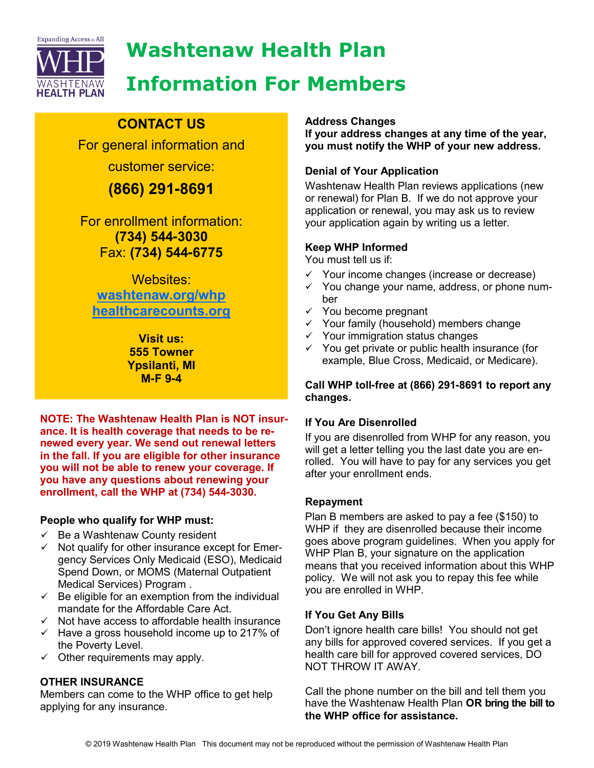Expanding Access to All

WHP WASHTENAW HEALTH PLAN

# Washtenaw Health Plan Information For Members

## CONTACT US

For general information and customer service:

**(866) 291-8691**

For enrollment information:
**(734) 544-3030**
Fax: **(734) 544-6775**

Websites:
[washtenaw.org/whp](washtenaw.org/whp)
[healthcarecounts.org](healthcarecounts.org)

**Visit us:**
**555 Towner**
**Ypsilanti, MI**
**M-F 9-4**

**NOTE: The Washtenaw Health Plan is NOT insurance. It is health coverage that needs to be renewed every year. We send out renewal letters in the fall. If you are eligible for other insurance you will not be able to renew your coverage. If you have any questions about renewing your enrollment, call the WHP at (734) 544-3030.**

### People who qualify for WHP must:

- ✓ Be a Washtenaw County resident
- ✓ Not qualify for other insurance except for Emergency Services Only Medicaid (ESO), Medicaid Spend Down, or MOMS (Maternal Outpatient Medical Services) Program .
- ✓ Be eligible for an exemption from the individual mandate for the Affordable Care Act.
- ✓ Not have access to affordable health insurance
- ✓ Have a gross household income up to 217% of the Poverty Level.
- ✓ Other requirements may apply.

### OTHER INSURANCE

Members can come to the WHP office to get help applying for any insurance.

### Address Changes

**If your address changes at any time of the year, you must notify the WHP of your new address.**

### Denial of Your Application

Washtenaw Health Plan reviews applications (new or renewal) for Plan B. If we do not approve your application or renewal, you may ask us to review your application again by writing us a letter.

### Keep WHP Informed

You must tell us if:

- ✓ Your income changes (increase or decrease)
- ✓ You change your name, address, or phone number
- ✓ You become pregnant
- ✓ Your family (household) members change
- ✓ Your immigration status changes
- ✓ You get private or public health insurance (for example, Blue Cross, Medicaid, or Medicare).

**Call WHP toll-free at (866) 291-8691 to report any changes.**

### If You Are Disenrolled

If you are disenrolled from WHP for any reason, you will get a letter telling you the last date you are enrolled. You will have to pay for any services you get after your enrollment ends.

### Repayment

Plan B members are asked to pay a fee ($150) to WHP if they are disenrolled because their income goes above program guidelines. When you apply for WHP Plan B, your signature on the application means that you received information about this WHP policy. We will not ask you to repay this fee while you are enrolled in WHP.

### If You Get Any Bills

Don't ignore health care bills! You should not get any bills for approved covered services. If you get a health care bill for approved covered services, DO NOT THROW IT AWAY.

Call the phone number on the bill and tell them you have the Washtenaw Health Plan **OR bring the bill to the WHP office for assistance.**

© 2019 Washtenaw Health Plan This document may not be reproduced without the permission of Washtenaw Health Plan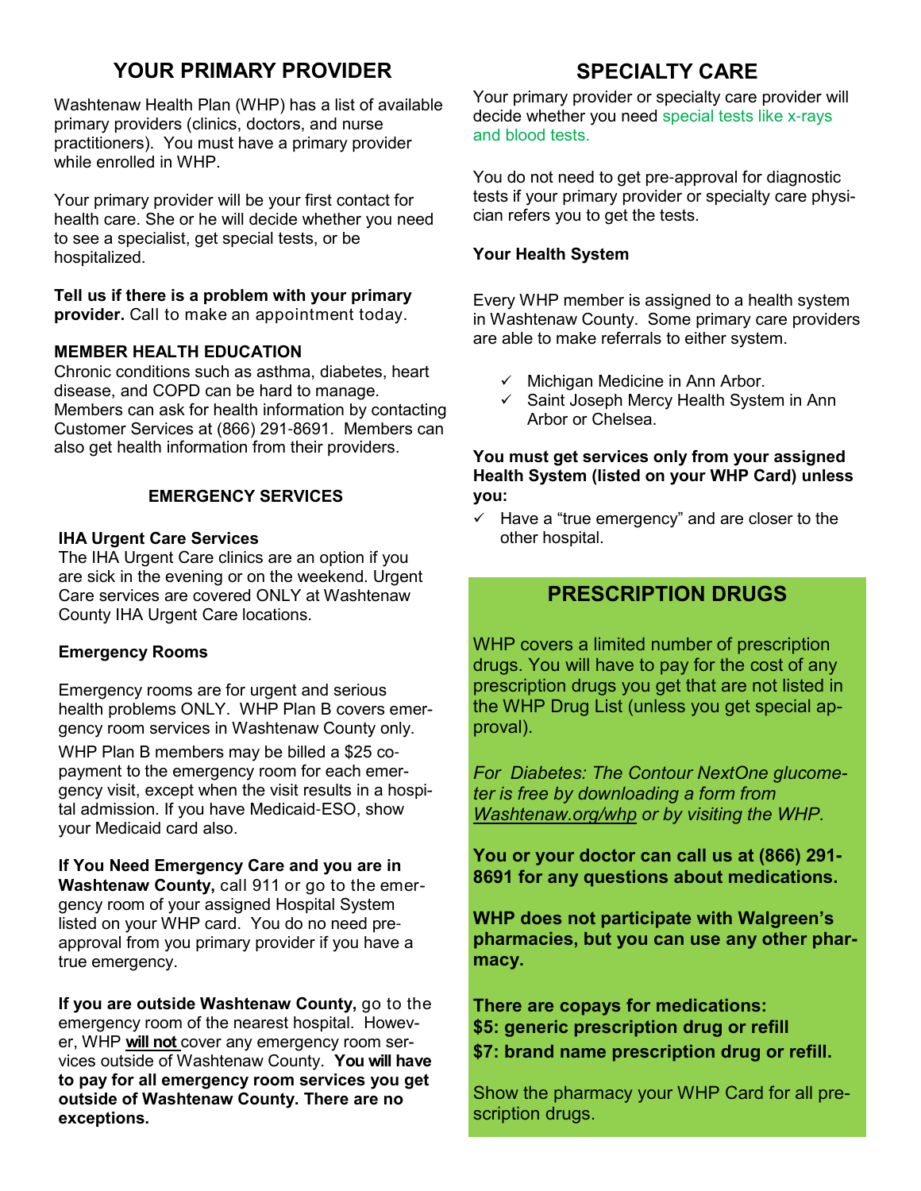## YOUR PRIMARY PROVIDER

Washtenaw Health Plan (WHP) has a list of available primary providers (clinics, doctors, and nurse practitioners). You must have a primary provider while enrolled in WHP.

Your primary provider will be your first contact for health care. She or he will decide whether you need to see a specialist, get special tests, or be hospitalized.

**Tell us if there is a problem with your primary provider.** Call to make an appointment today.

### MEMBER HEALTH EDUCATION

Chronic conditions such as asthma, diabetes, heart disease, and COPD can be hard to manage. Members can ask for health information by contacting Customer Services at (866) 291-8691. Members can also get health information from their providers.

### EMERGENCY SERVICES

**IHA Urgent Care Services**

The IHA Urgent Care clinics are an option if you are sick in the evening or on the weekend. Urgent Care services are covered ONLY at Washtenaw County IHA Urgent Care locations.

**Emergency Rooms**

Emergency rooms are for urgent and serious health problems ONLY. WHP Plan B covers emergency room services in Washtenaw County only.

WHP Plan B members may be billed a $25 co-payment to the emergency room for each emergency visit, except when the visit results in a hospital admission. If you have Medicaid-ESO, show your Medicaid card also.

**If You Need Emergency Care and you are in Washtenaw County,** call 911 or go to the emergency room of your assigned Hospital System listed on your WHP card. You do no need pre-approval from you primary provider if you have a true emergency.

**If you are outside Washtenaw County,** go to the emergency room of the nearest hospital. However, WHP **will not** cover any emergency room services outside of Washtenaw County. **You will have to pay for all emergency room services you get outside of Washtenaw County. There are no exceptions.**

## SPECIALTY CARE

Your primary provider or specialty care provider will decide whether you need special tests like x-rays and blood tests.

You do not need to get pre-approval for diagnostic tests if your primary provider or specialty care physician refers you to get the tests.

**Your Health System**

Every WHP member is assigned to a health system in Washtenaw County. Some primary care providers are able to make referrals to either system.

- ✓ Michigan Medicine in Ann Arbor.
- ✓ Saint Joseph Mercy Health System in Ann Arbor or Chelsea.

**You must get services only from your assigned Health System (listed on your WHP Card) unless you:**

- ✓ Have a "true emergency" and are closer to the other hospital.

## PRESCRIPTION DRUGS

WHP covers a limited number of prescription drugs. You will have to pay for the cost of any prescription drugs you get that are not listed in the WHP Drug List (unless you get special approval).

*For Diabetes: The Contour NextOne glucometer is free by downloading a form from Washtenaw.org/whp or by visiting the WHP.*

**You or your doctor can call us at (866) 291-8691 for any questions about medications.**

**WHP does not participate with Walgreen's pharmacies, but you can use any other pharmacy.**

**There are copays for medications:**
**$5: generic prescription drug or refill**
**$7: brand name prescription drug or refill.**

Show the pharmacy your WHP Card for all prescription drugs.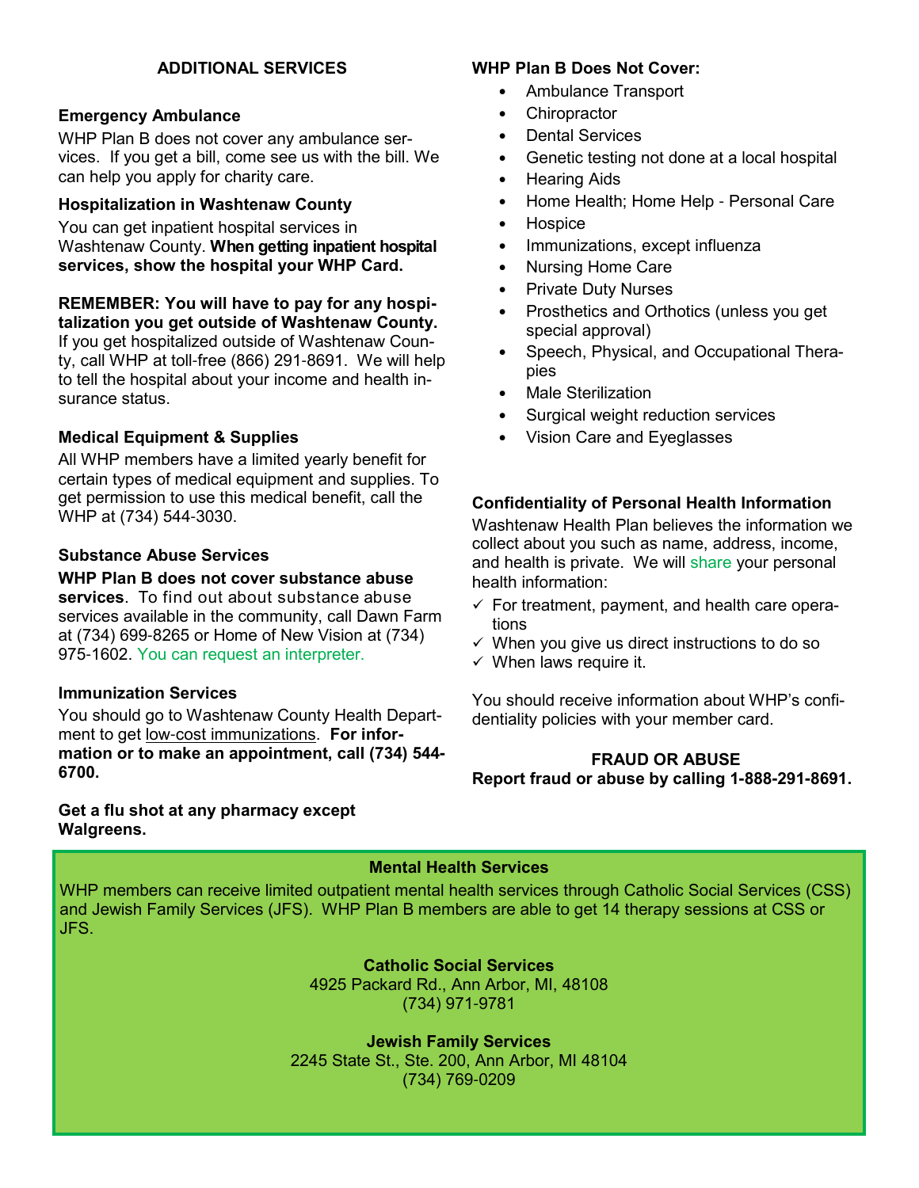## ADDITIONAL SERVICES

### Emergency Ambulance

WHP Plan B does not cover any ambulance services. If you get a bill, come see us with the bill. We can help you apply for charity care.

### Hospitalization in Washtenaw County

You can get inpatient hospital services in Washtenaw County. **When getting inpatient hospital services, show the hospital your WHP Card.**

**REMEMBER: You will have to pay for any hospitalization you get outside of Washtenaw County.** If you get hospitalized outside of Washtenaw County, call WHP at toll-free (866) 291-8691. We will help to tell the hospital about your income and health insurance status.

### Medical Equipment & Supplies

All WHP members have a limited yearly benefit for certain types of medical equipment and supplies. To get permission to use this medical benefit, call the WHP at (734) 544-3030.

### Substance Abuse Services

**WHP Plan B does not cover substance abuse services**. To find out about substance abuse services available in the community, call Dawn Farm at (734) 699-8265 or Home of New Vision at (734) 975-1602. You can request an interpreter.

### Immunization Services

You should go to Washtenaw County Health Department to get low-cost immunizations. **For information or to make an appointment, call (734) 544-6700.**

**Get a flu shot at any pharmacy except Walgreens.**

### WHP Plan B Does Not Cover:

- Ambulance Transport
- Chiropractor
- Dental Services
- Genetic testing not done at a local hospital
- Hearing Aids
- Home Health; Home Help - Personal Care
- Hospice
- Immunizations, except influenza
- Nursing Home Care
- Private Duty Nurses
- Prosthetics and Orthotics (unless you get special approval)
- Speech, Physical, and Occupational Therapies
- Male Sterilization
- Surgical weight reduction services
- Vision Care and Eyeglasses

### Confidentiality of Personal Health Information

Washtenaw Health Plan believes the information we collect about you such as name, address, income, and health is private. We will share your personal health information:

- ✓ For treatment, payment, and health care operations
- ✓ When you give us direct instructions to do so
- ✓ When laws require it.

You should receive information about WHP's confidentiality policies with your member card.

### FRAUD OR ABUSE

**Report fraud or abuse by calling 1-888-291-8691.**

### Mental Health Services

WHP members can receive limited outpatient mental health services through Catholic Social Services (CSS) and Jewish Family Services (JFS). WHP Plan B members are able to get 14 therapy sessions at CSS or JFS.

**Catholic Social Services**
4925 Packard Rd., Ann Arbor, MI, 48108
(734) 971-9781

**Jewish Family Services**
2245 State St., Ste. 200, Ann Arbor, MI 48104
(734) 769-0209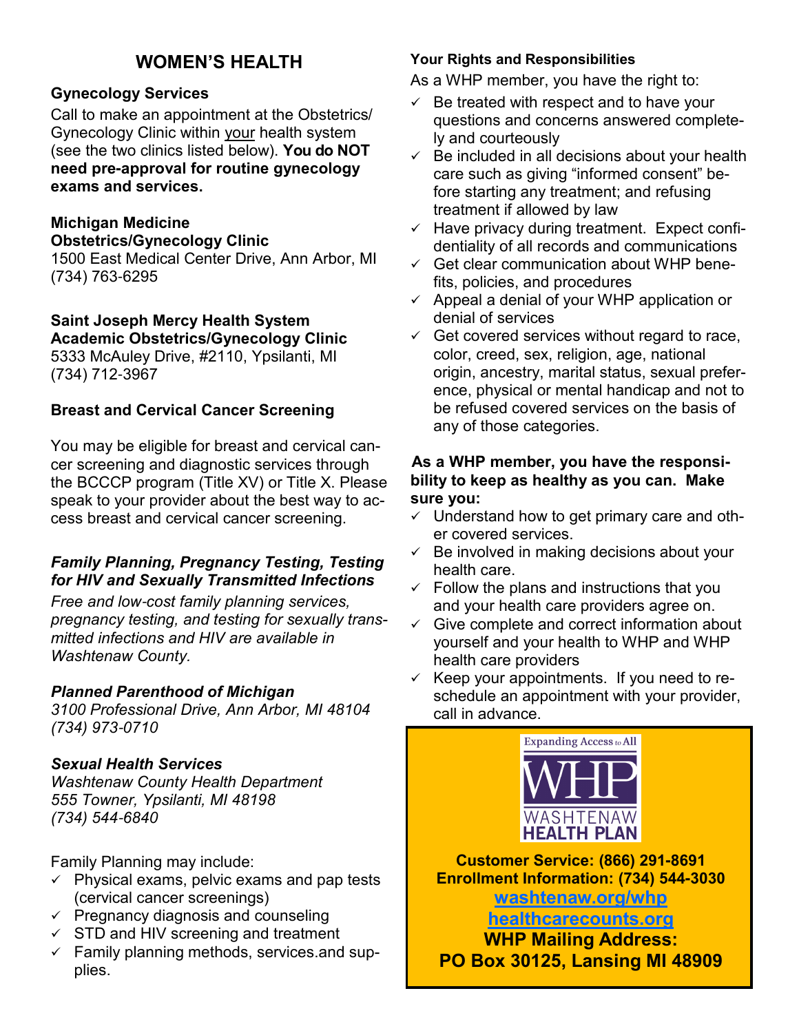# WOMEN'S HEALTH

**Gynecology Services**

Call to make an appointment at the Obstetrics/Gynecology Clinic within your health system (see the two clinics listed below). **You do NOT need pre-approval for routine gynecology exams and services.**

**Michigan Medicine**
**Obstetrics/Gynecology Clinic**
1500 East Medical Center Drive, Ann Arbor, MI
(734) 763-6295

**Saint Joseph Mercy Health System**
**Academic Obstetrics/Gynecology Clinic**
5333 McAuley Drive, #2110, Ypsilanti, MI
(734) 712-3967

**Breast and Cervical Cancer Screening**

You may be eligible for breast and cervical cancer screening and diagnostic services through the BCCCP program (Title XV) or Title X. Please speak to your provider about the best way to access breast and cervical cancer screening.

***Family Planning, Pregnancy Testing, Testing for HIV and Sexually Transmitted Infections***

*Free and low-cost family planning services, pregnancy testing, and testing for sexually transmitted infections and HIV are available in Washtenaw County.*

***Planned Parenthood of Michigan***
*3100 Professional Drive, Ann Arbor, MI 48104*
*(734) 973-0710*

***Sexual Health Services***
*Washtenaw County Health Department*
*555 Towner, Ypsilanti, MI 48198*
*(734) 544-6840*

Family Planning may include:

- Physical exams, pelvic exams and pap tests (cervical cancer screenings)
- Pregnancy diagnosis and counseling
- STD and HIV screening and treatment
- Family planning methods, services.and supplies.

**Your Rights and Responsibilities**

As a WHP member, you have the right to:

- Be treated with respect and to have your questions and concerns answered completely and courteously
- Be included in all decisions about your health care such as giving "informed consent" before starting any treatment; and refusing treatment if allowed by law
- Have privacy during treatment. Expect confidentiality of all records and communications
- Get clear communication about WHP benefits, policies, and procedures
- Appeal a denial of your WHP application or denial of services
- Get covered services without regard to race, color, creed, sex, religion, age, national origin, ancestry, marital status, sexual preference, physical or mental handicap and not to be refused covered services on the basis of any of those categories.

**As a WHP member, you have the responsibility to keep as healthy as you can. Make sure you:**

- Understand how to get primary care and other covered services.
- Be involved in making decisions about your health care.
- Follow the plans and instructions that you and your health care providers agree on.
- Give complete and correct information about yourself and your health to WHP and WHP health care providers
- Keep your appointments. If you need to reschedule an appointment with your provider, call in advance.

Expanding Access to All
WHP
WASHTENAW HEALTH PLAN

**Customer Service: (866) 291-8691**
**Enrollment Information: (734) 544-3030**
**washtenaw.org/whp**
**healthcarecounts.org**
**WHP Mailing Address:**
**PO Box 30125, Lansing MI 48909**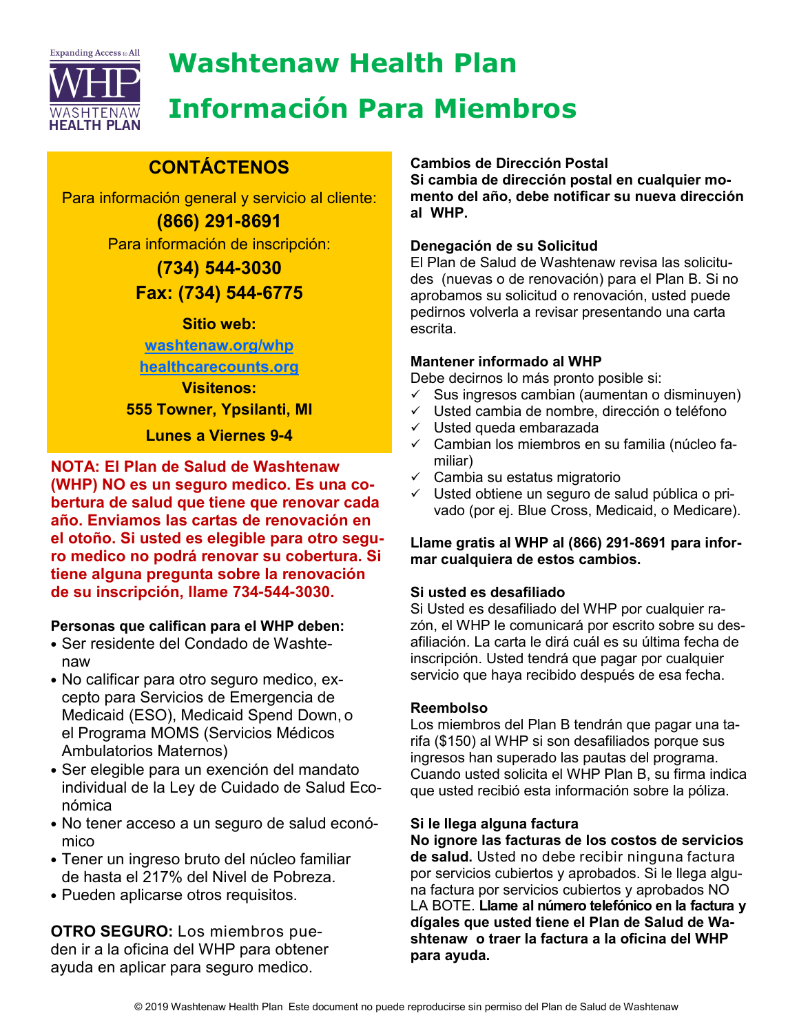# Washtenaw Health Plan

# Información Para Miembros

## CONTÁCTENOS

Para información general y servicio al cliente:

**(866) 291-8691**

Para información de inscripción:

**(734) 544-3030**

**Fax: (734) 544-6775**

**Sitio web:**

**[washtenaw.org/whp](washtenaw.org/whp)**

**[healthcarecounts.org](healthcarecounts.org)**

**Visitenos:**

**555 Towner, Ypsilanti, MI**

**Lunes a Viernes 9-4**

**NOTA: El Plan de Salud de Washtenaw (WHP) NO es un seguro medico. Es una cobertura de salud que tiene que renovar cada año. Enviamos las cartas de renovación en el otoño. Si usted es elegible para otro seguro medico no podrá renovar su cobertura. Si tiene alguna pregunta sobre la renovación de su inscripción, llame 734-544-3030.**

**Personas que califican para el WHP deben:**

- Ser residente del Condado de Washtenaw
- No calificar para otro seguro medico, excepto para Servicios de Emergencia de Medicaid (ESO), Medicaid Spend Down, o el Programa MOMS (Servicios Médicos Ambulatorios Maternos)
- Ser elegible para un exención del mandato individual de la Ley de Cuidado de Salud Económica
- No tener acceso a un seguro de salud económico
- Tener un ingreso bruto del núcleo familiar de hasta el 217% del Nivel de Pobreza.
- Pueden aplicarse otros requisitos.

**OTRO SEGURO:** Los miembros pueden ir a la oficina del WHP para obtener ayuda en aplicar para seguro medico.

**Cambios de Dirección Postal**
**Si cambia de dirección postal en cualquier momento del año, debe notificar su nueva dirección al WHP.**

**Denegación de su Solicitud**
El Plan de Salud de Washtenaw revisa las solicitudes (nuevas o de renovación) para el Plan B. Si no aprobamos su solicitud o renovación, usted puede pedirnos volverla a revisar presentando una carta escrita.

**Mantener informado al WHP**
Debe decirnos lo más pronto posible si:

- ✓ Sus ingresos cambian (aumentan o disminuyen)
- ✓ Usted cambia de nombre, dirección o teléfono
- ✓ Usted queda embarazada
- ✓ Cambian los miembros en su familia (núcleo familiar)
- ✓ Cambia su estatus migratorio
- ✓ Usted obtiene un seguro de salud pública o privado (por ej. Blue Cross, Medicaid, o Medicare).

**Llame gratis al WHP al (866) 291-8691 para informar cualquiera de estos cambios.**

**Si usted es desafiliado**
Si Usted es desafiliado del WHP por cualquier razón, el WHP le comunicará por escrito sobre su desafiliación. La carta le dirá cuál es su última fecha de inscripción. Usted tendrá que pagar por cualquier servicio que haya recibido después de esa fecha.

**Reembolso**
Los miembros del Plan B tendrán que pagar una tarifa ($150) al WHP si son desafiliados porque sus ingresos han superado las pautas del programa. Cuando usted solicita el WHP Plan B, su firma indica que usted recibió esta información sobre la póliza.

**Si le llega alguna factura**
**No ignore las facturas de los costos de servicios de salud.** Usted no debe recibir ninguna factura por servicios cubiertos y aprobados. Si le llega alguna factura por servicios cubiertos y aprobados NO LA BOTE. **Llame al número telefónico en la factura y dígales que usted tiene el Plan de Salud de Washtenaw o traer la factura a la oficina del WHP para ayuda.**

© 2019 Washtenaw Health Plan Este document no puede reproducirse sin permiso del Plan de Salud de Washtenaw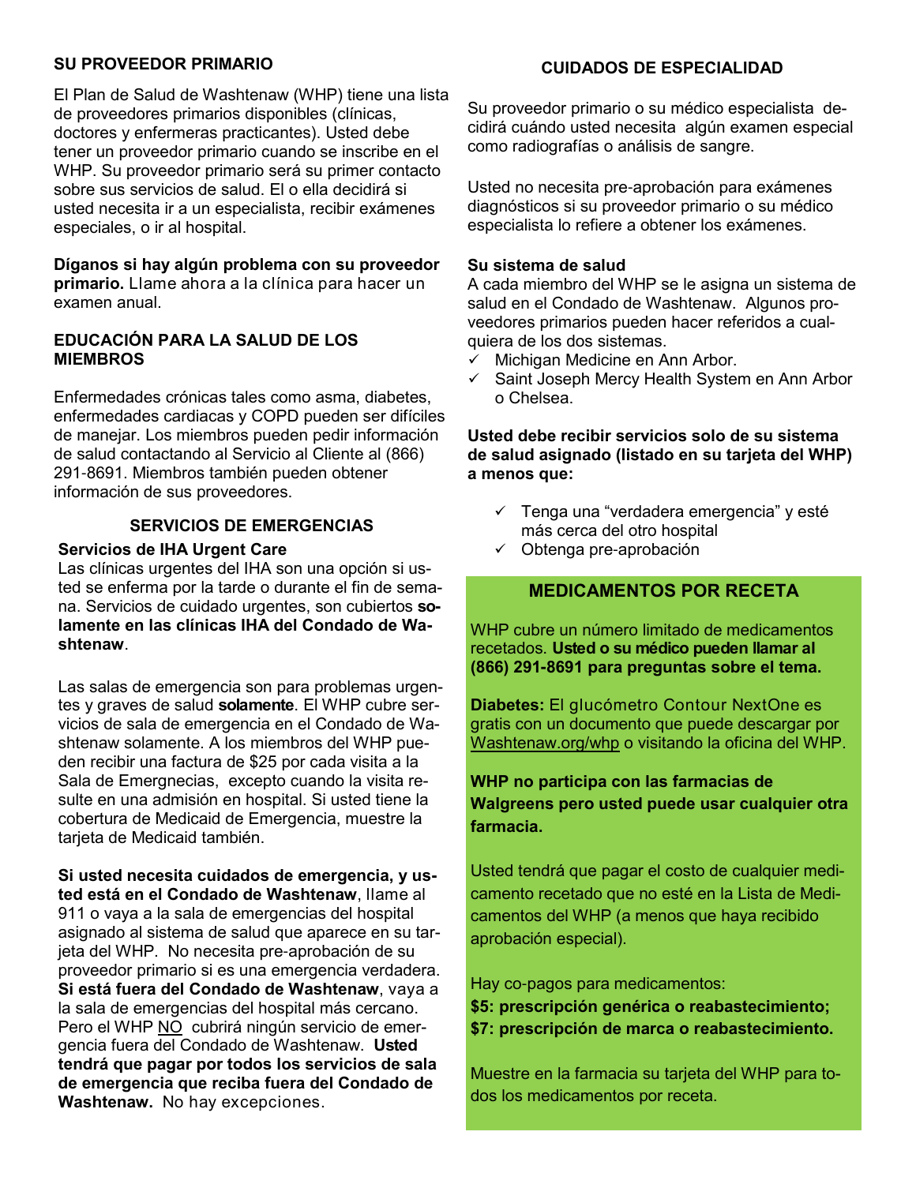## SU PROVEEDOR PRIMARIO

El Plan de Salud de Washtenaw (WHP) tiene una lista de proveedores primarios disponibles (clínicas, doctores y enfermeras practicantes). Usted debe tener un proveedor primario cuando se inscribe en el WHP. Su proveedor primario será su primer contacto sobre sus servicios de salud. El o ella decidirá si usted necesita ir a un especialista, recibir exámenes especiales, o ir al hospital.

**Díganos si hay algún problema con su proveedor primario.** Llame ahora a la clínica para hacer un examen anual.

## EDUCACIÓN PARA LA SALUD DE LOS MIEMBROS

Enfermedades crónicas tales como asma, diabetes, enfermedades cardiacas y COPD pueden ser difíciles de manejar. Los miembros pueden pedir información de salud contactando al Servicio al Cliente al (866) 291-8691. Miembros también pueden obtener información de sus proveedores.

## SERVICIOS DE EMERGENCIAS

**Servicios de IHA Urgent Care**

Las clínicas urgentes del IHA son una opción si usted se enferma por la tarde o durante el fin de semana. Servicios de cuidado urgentes, son cubiertos **solamente en las clínicas IHA del Condado de Washtenaw**.

Las salas de emergencia son para problemas urgentes y graves de salud **solamente**. El WHP cubre servicios de sala de emergencia en el Condado de Washtenaw solamente. A los miembros del WHP pueden recibir una factura de $25 por cada visita a la Sala de Emergnecias, excepto cuando la visita resulte en una admisión en hospital. Si usted tiene la cobertura de Medicaid de Emergencia, muestre la tarjeta de Medicaid también.

**Si usted necesita cuidados de emergencia, y usted está en el Condado de Washtenaw**, llame al 911 o vaya a la sala de emergencias del hospital asignado al sistema de salud que aparece en su tarjeta del WHP. No necesita pre-aprobación de su proveedor primario si es una emergencia verdadera. **Si está fuera del Condado de Washtenaw**, vaya a la sala de emergencias del hospital más cercano. Pero el WHP NO cubrirá ningún servicio de emergencia fuera del Condado de Washtenaw. **Usted tendrá que pagar por todos los servicios de sala de emergencia que reciba fuera del Condado de Washtenaw.** No hay excepciones.

## CUIDADOS DE ESPECIALIDAD

Su proveedor primario o su médico especialista decidirá cuándo usted necesita algún examen especial como radiografías o análisis de sangre.

Usted no necesita pre-aprobación para exámenes diagnósticos si su proveedor primario o su médico especialista lo refiere a obtener los exámenes.

**Su sistema de salud**

A cada miembro del WHP se le asigna un sistema de salud en el Condado de Washtenaw. Algunos proveedores primarios pueden hacer referidos a cualquiera de los dos sistemas.

- ✓ Michigan Medicine en Ann Arbor.
- ✓ Saint Joseph Mercy Health System en Ann Arbor o Chelsea.

**Usted debe recibir servicios solo de su sistema de salud asignado (listado en su tarjeta del WHP) a menos que:**

- ✓ Tenga una “verdadera emergencia” y esté más cerca del otro hospital
- ✓ Obtenga pre-aprobación

## MEDICAMENTOS POR RECETA

WHP cubre un número limitado de medicamentos recetados. **Usted o su médico pueden llamar al (866) 291-8691 para preguntas sobre el tema.**

**Diabetes:** El glucómetro Contour NextOne es gratis con un documento que puede descargar por Washtenaw.org/whp o visitando la oficina del WHP.

**WHP no participa con las farmacias de Walgreens pero usted puede usar cualquier otra farmacia.**

Usted tendrá que pagar el costo de cualquier medicamento recetado que no esté en la Lista de Medicamentos del WHP (a menos que haya recibido aprobación especial).

Hay co-pagos para medicamentos:
**$5: prescripción genérica o reabastecimiento;**
**$7: prescripción de marca o reabastecimiento.**

Muestre en la farmacia su tarjeta del WHP para todos los medicamentos por receta.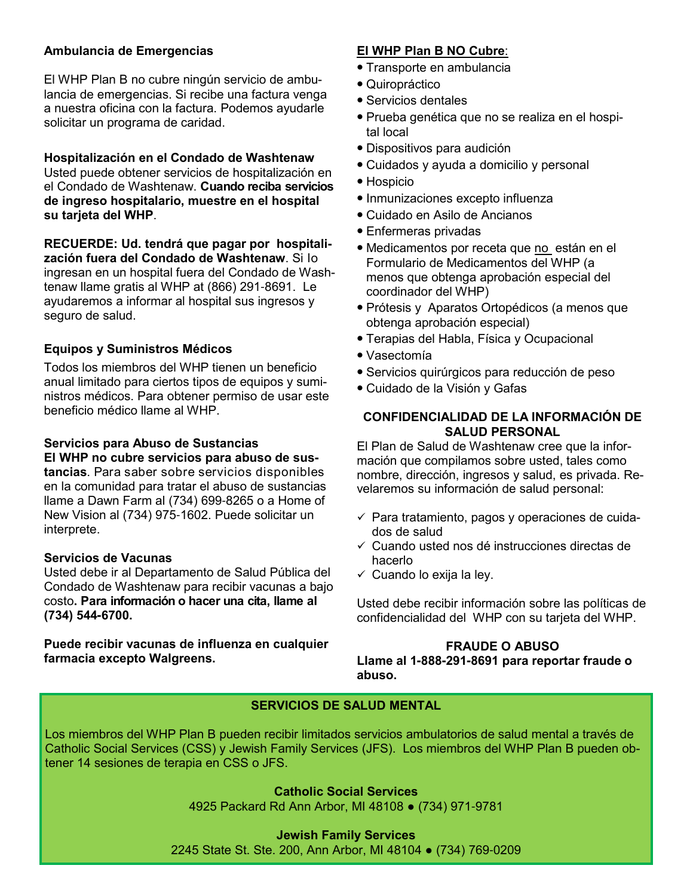**Ambulancia de Emergencias**

El WHP Plan B no cubre ningún servicio de ambulancia de emergencias. Si recibe una factura venga a nuestra oficina con la factura. Podemos ayudarle solicitar un programa de caridad.

**Hospitalización en el Condado de Washtenaw**
Usted puede obtener servicios de hospitalización en el Condado de Washtenaw. **Cuando reciba servicios de ingreso hospitalario, muestre en el hospital su tarjeta del WHP**.

**RECUERDE: Ud. tendrá que pagar por hospitalización fuera del Condado de Washtenaw**. Si lo ingresan en un hospital fuera del Condado de Washtenaw llame gratis al WHP at (866) 291-8691. Le ayudaremos a informar al hospital sus ingresos y seguro de salud.

**Equipos y Suministros Médicos**
Todos los miembros del WHP tienen un beneficio anual limitado para ciertos tipos de equipos y suministros médicos. Para obtener permiso de usar este beneficio médico llame al WHP.

**Servicios para Abuso de Sustancias**
**El WHP no cubre servicios para abuso de sustancias**. Para saber sobre servicios disponibles en la comunidad para tratar el abuso de sustancias llame a Dawn Farm al (734) 699-8265 o a Home of New Vision al (734) 975-1602. Puede solicitar un interprete.

**Servicios de Vacunas**
Usted debe ir al Departamento de Salud Pública del Condado de Washtenaw para recibir vacunas a bajo costo**. Para información o hacer una cita, llame al (734) 544-6700.**

**Puede recibir vacunas de influenza en cualquier farmacia excepto Walgreens.**

**El WHP Plan B NO Cubre**:
- Transporte en ambulancia
- Quiropráctico
- Servicios dentales
- Prueba genética que no se realiza en el hospital local
- Dispositivos para audición
- Cuidados y ayuda a domicilio y personal
- Hospicio
- Inmunizaciones excepto influenza
- Cuidado en Asilo de Ancianos
- Enfermeras privadas
- Medicamentos por receta que no están en el Formulario de Medicamentos del WHP (a menos que obtenga aprobación especial del coordinador del WHP)
- Prótesis y Aparatos Ortopédicos (a menos que obtenga aprobación especial)
- Terapias del Habla, Física y Ocupacional
- Vasectomía
- Servicios quirúrgicos para reducción de peso
- Cuidado de la Visión y Gafas

**CONFIDENCIALIDAD DE LA INFORMACIÓN DE SALUD PERSONAL**

El Plan de Salud de Washtenaw cree que la información que compilamos sobre usted, tales como nombre, dirección, ingresos y salud, es privada. Revelaremos su información de salud personal:

- ✓ Para tratamiento, pagos y operaciones de cuidados de salud
- ✓ Cuando usted nos dé instrucciones directas de hacerlo
- ✓ Cuando lo exija la ley.

Usted debe recibir información sobre las políticas de confidencialidad del WHP con su tarjeta del WHP.

**FRAUDE O ABUSO**
**Llame al 1-888-291-8691 para reportar fraude o abuso.**

**SERVICIOS DE SALUD MENTAL**

Los miembros del WHP Plan B pueden recibir limitados servicios ambulatorios de salud mental a través de Catholic Social Services (CSS) y Jewish Family Services (JFS). Los miembros del WHP Plan B pueden obtener 14 sesiones de terapia en CSS o JFS.

**Catholic Social Services**
4925 Packard Rd Ann Arbor, MI 48108 ● (734) 971-9781

**Jewish Family Services**
2245 State St. Ste. 200, Ann Arbor, MI 48104 ● (734) 769-0209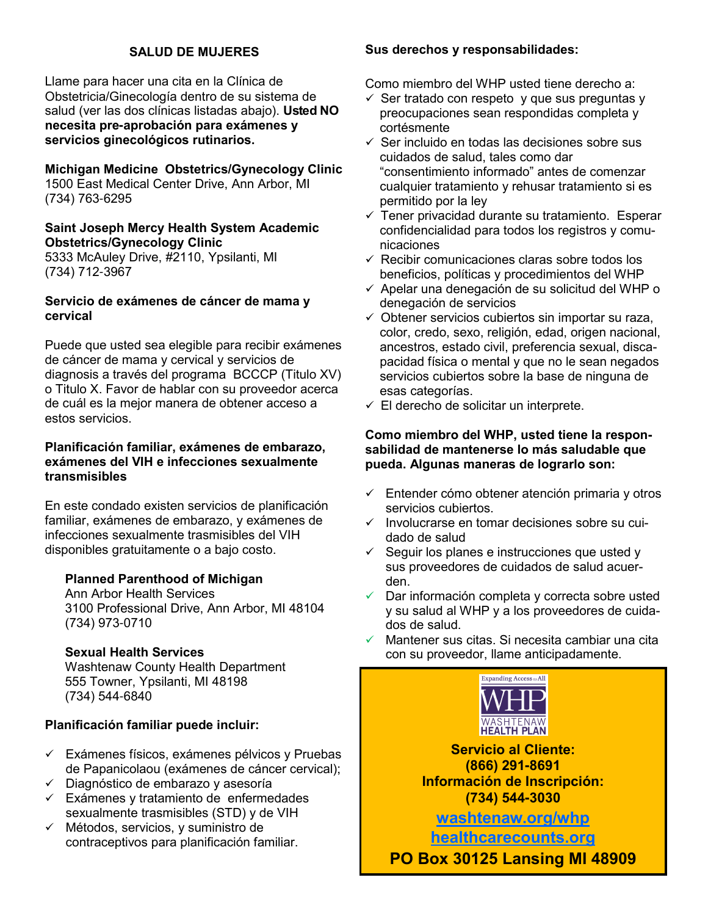## SALUD DE MUJERES

Llame para hacer una cita en la Clínica de Obstetricia/Ginecología dentro de su sistema de salud (ver las dos clínicas listadas abajo). **Usted NO necesita pre-aprobación para exámenes y servicios ginecológicos rutinarios.**

**Michigan Medicine Obstetrics/Gynecology Clinic**
1500 East Medical Center Drive, Ann Arbor, MI
(734) 763-6295

**Saint Joseph Mercy Health System Academic Obstetrics/Gynecology Clinic**
5333 McAuley Drive, #2110, Ypsilanti, MI
(734) 712-3967

**Servicio de exámenes de cáncer de mama y cervical**

Puede que usted sea elegible para recibir exámenes de cáncer de mama y cervical y servicios de diagnosis a través del programa BCCCP (Titulo XV) o Titulo X. Favor de hablar con su proveedor acerca de cuál es la mejor manera de obtener acceso a estos servicios.

**Planificación familiar, exámenes de embarazo, exámenes del VIH e infecciones sexualmente transmisibles**

En este condado existen servicios de planificación familiar, exámenes de embarazo, y exámenes de infecciones sexualmente trasmisibles del VIH disponibles gratuitamente o a bajo costo.

**Planned Parenthood of Michigan**
Ann Arbor Health Services
3100 Professional Drive, Ann Arbor, MI 48104
(734) 973-0710

**Sexual Health Services**
Washtenaw County Health Department
555 Towner, Ypsilanti, MI 48198
(734) 544-6840

**Planificación familiar puede incluir:**

- ✓ Exámenes físicos, exámenes pélvicos y Pruebas de Papanicolaou (exámenes de cáncer cervical);
- ✓ Diagnóstico de embarazo y asesoría
- ✓ Exámenes y tratamiento de enfermedades sexualmente trasmisibles (STD) y de VIH
- ✓ Métodos, servicios, y suministro de contraceptivos para planificación familiar.

**Sus derechos y responsabilidades:**

Como miembro del WHP usted tiene derecho a:

- ✓ Ser tratado con respeto y que sus preguntas y preocupaciones sean respondidas completa y cortésmente
- ✓ Ser incluido en todas las decisiones sobre sus cuidados de salud, tales como dar "consentimiento informado" antes de comenzar cualquier tratamiento y rehusar tratamiento si es permitido por la ley
- ✓ Tener privacidad durante su tratamiento. Esperar confidencialidad para todos los registros y comunicaciones
- ✓ Recibir comunicaciones claras sobre todos los beneficios, políticas y procedimientos del WHP
- ✓ Apelar una denegación de su solicitud del WHP o denegación de servicios
- ✓ Obtener servicios cubiertos sin importar su raza, color, credo, sexo, religión, edad, origen nacional, ancestros, estado civil, preferencia sexual, discapacidad física o mental y que no le sean negados servicios cubiertos sobre la base de ninguna de esas categorías.
- ✓ El derecho de solicitar un interprete.

**Como miembro del WHP, usted tiene la responsabilidad de mantenerse lo más saludable que pueda. Algunas maneras de lograrlo son:**

- ✓ Entender cómo obtener atención primaria y otros servicios cubiertos.
- ✓ Involucrarse en tomar decisiones sobre su cuidado de salud
- ✓ Seguir los planes e instrucciones que usted y sus proveedores de cuidados de salud acuerden.
- ✓ Dar información completa y correcta sobre usted y su salud al WHP y a los proveedores de cuidados de salud.
- ✓ Mantener sus citas. Si necesita cambiar una cita con su proveedor, llame anticipadamente.

Expanding Access to All
WHP
WASHTENAW HEALTH PLAN

**Servicio al Cliente:**
**(866) 291-8691**
**Información de Inscripción:**
**(734) 544-3030**

**washtenaw.org/whp**
**healthcarecounts.org**

**PO Box 30125 Lansing MI 48909**